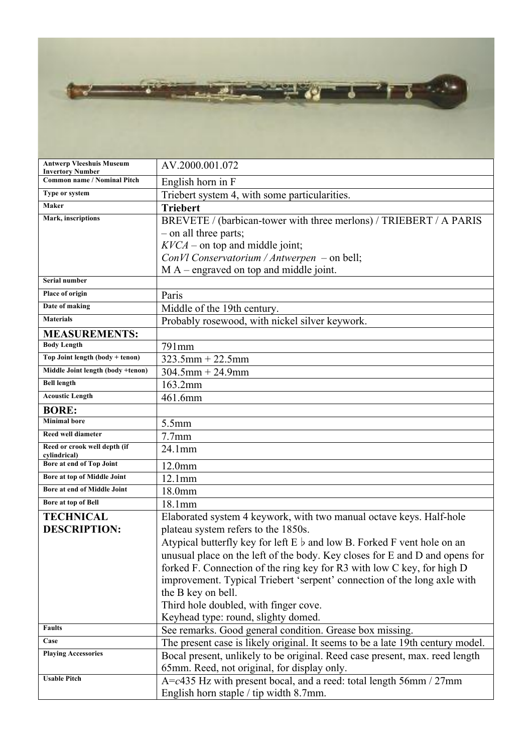| | |
|---|---|
| **Antwerp Vleeshuis Museum Invertory Number** | AV.2000.001.072 |
| **Common name / Nominal Pitch** | English horn in F |
| **Type or system** | Triebert system 4, with some particularities. |
| **Maker** | **Triebert** |
| **Mark, inscriptions** | BREVETE / (barbican-tower with three merlons) / TRIEBERT / A PARIS – on all three parts;<br>*KVCA* – on top and middle joint;<br>*ConVl Conservatorium / Antwerpen* – on bell;<br>M A – engraved on top and middle joint. |
| **Serial number** | |
| **Place of origin** | Paris |
| **Date of making** | Middle of the 19th century. |
| **Materials** | Probably rosewood, with nickel silver keywork. |
| **MEASUREMENTS:** | |
| **Body Length** | 791mm |
| **Top Joint length (body + tenon)** | 323.5mm + 22.5mm |
| **Middle Joint length (body +tenon)** | 304.5mm + 24.9mm |
| **Bell length** | 163.2mm |
| **Acoustic Length** | 461.6mm |
| **BORE:** | |
| **Minimal bore** | 5.5mm |
| **Reed well diameter** | 7.7mm |
| **Reed or crook well depth (if cylindrical)** | 24.1mm |
| **Bore at end of Top Joint** | 12.0mm |
| **Bore at top of Middle Joint** | 12.1mm |
| **Bore at end of Middle Joint** | 18.0mm |
| **Bore at top of Bell** | 18.1mm |
| **TECHNICAL DESCRIPTION:** | Elaborated system 4 keywork, with two manual octave keys. Half-hole plateau system refers to the 1850s.<br>Atypical butterfly key for left E ♭ and low B. Forked F vent hole on an unusual place on the left of the body. Key closes for E and D and opens for forked F. Connection of the ring key for R3 with low C key, for high D improvement. Typical Triebert 'serpent' connection of the long axle with the B key on bell.<br>Third hole doubled, with finger cove.<br>Keyhead type: round, slighty domed. |
| **Faults** | See remarks. Good general condition. Grease box missing. |
| **Case** | The present case is likely original. It seems to be a late 19th century model. |
| **Playing Accessories** | Bocal present, unlikely to be original. Reed case present, max. reed length 65mm. Reed, not original, for display only. |
| **Usable Pitch** | A=*c*435 Hz with present bocal, and a reed: total length 56mm / 27mm English horn staple / tip width 8.7mm. |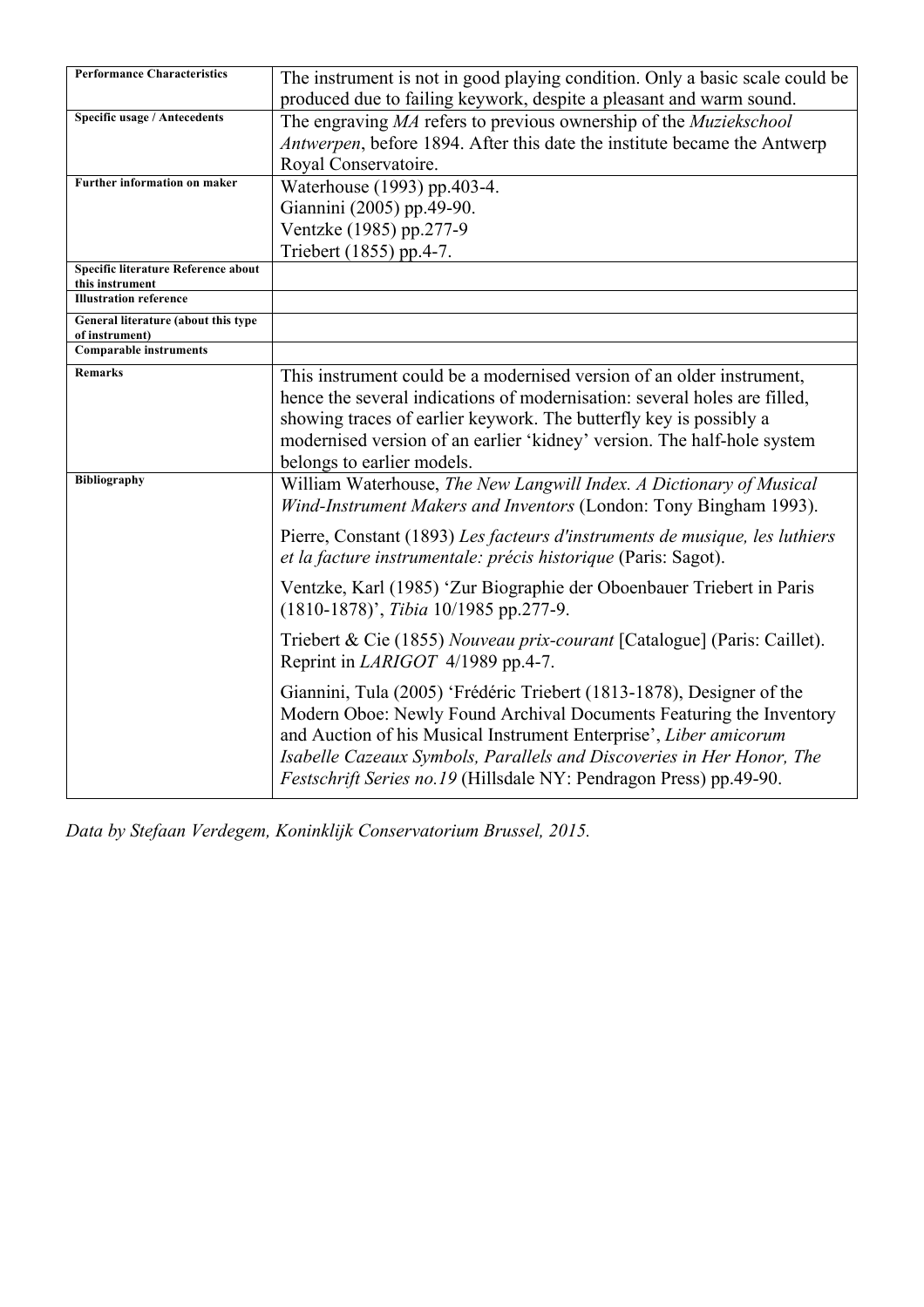| | |
|---|---|
| **Performance Characteristics** | The instrument is not in good playing condition. Only a basic scale could be produced due to failing keywork, despite a pleasant and warm sound. |
| **Specific usage / Antecedents** | The engraving *MA* refers to previous ownership of the *Muziekschool Antwerpen*, before 1894. After this date the institute became the Antwerp Royal Conservatoire. |
| **Further information on maker** | Waterhouse (1993) pp.403-4.<br>Giannini (2005) pp.49-90.<br>Ventzke (1985) pp.277-9<br>Triebert (1855) pp.4-7. |
| **Specific literature Reference about this instrument** | |
| **Illustration reference** | |
| **General literature (about this type of instrument)** | |
| **Comparable instruments** | |
| **Remarks** | This instrument could be a modernised version of an older instrument, hence the several indications of modernisation: several holes are filled, showing traces of earlier keywork. The butterfly key is possibly a modernised version of an earlier 'kidney' version. The half-hole system belongs to earlier models. |
| **Bibliography** | William Waterhouse, *The New Langwill Index. A Dictionary of Musical Wind-Instrument Makers and Inventors* (London: Tony Bingham 1993).<br><br>Pierre, Constant (1893) *Les facteurs d'instruments de musique, les luthiers et la facture instrumentale: précis historique* (Paris: Sagot).<br><br>Ventzke, Karl (1985) 'Zur Biographie der Oboenbauer Triebert in Paris (1810-1878)', *Tibia* 10/1985 pp.277-9.<br><br>Triebert & Cie (1855) *Nouveau prix-courant* [Catalogue] (Paris: Caillet). Reprint in *LARIGOT* 4/1989 pp.4-7.<br><br>Giannini, Tula (2005) 'Frédéric Triebert (1813-1878), Designer of the Modern Oboe: Newly Found Archival Documents Featuring the Inventory and Auction of his Musical Instrument Enterprise', *Liber amicorum Isabelle Cazeaux Symbols, Parallels and Discoveries in Her Honor, The Festschrift Series no.19* (Hillsdale NY: Pendragon Press) pp.49-90. |

*Data by Stefaan Verdegem, Koninklijk Conservatorium Brussel, 2015.*